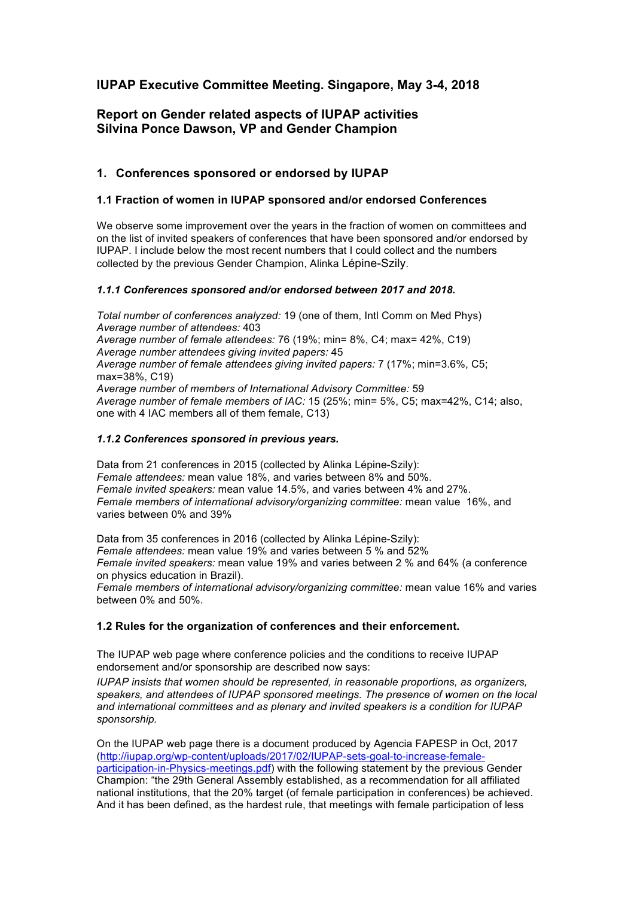## IUPAP Executive Committee Meeting. Singapore, May 3-4, 2018

## Report on Gender related aspects of IUPAP activities
## Silvina Ponce Dawson, VP and Gender Champion

### 1. Conferences sponsored or endorsed by IUPAP

#### 1.1 Fraction of women in IUPAP sponsored and/or endorsed Conferences

We observe some improvement over the years in the fraction of women on committees and on the list of invited speakers of conferences that have been sponsored and/or endorsed by IUPAP. I include below the most recent numbers that I could collect and the numbers collected by the previous Gender Champion, Alinka Lépine-Szily.

#### *1.1.1 Conferences sponsored and/or endorsed between 2017 and 2018.*

*Total number of conferences analyzed:* 19 (one of them, Intl Comm on Med Phys)
*Average number of attendees:* 403
*Average number of female attendees:* 76 (19%; min= 8%, C4; max= 42%, C19)
*Average number attendees giving invited papers:* 45
*Average number of female attendees giving invited papers:* 7 (17%; min=3.6%, C5; max=38%, C19)
*Average number of members of International Advisory Committee:* 59
*Average number of female members of IAC:* 15 (25%; min= 5%, C5; max=42%, C14; also, one with 4 IAC members all of them female, C13)

#### *1.1.2 Conferences sponsored in previous years.*

Data from 21 conferences in 2015 (collected by Alinka Lépine-Szily):
*Female attendees:* mean value 18%, and varies between 8% and 50%.
*Female invited speakers:* mean value 14.5%, and varies between 4% and 27%.
*Female members of international advisory/organizing committee:* mean value 16%, and varies between 0% and 39%

Data from 35 conferences in 2016 (collected by Alinka Lépine-Szily):
*Female attendees:* mean value 19% and varies between 5 % and 52%
*Female invited speakers:* mean value 19% and varies between 2 % and 64% (a conference on physics education in Brazil).
*Female members of international advisory/organizing committee:* mean value 16% and varies between 0% and 50%.

#### 1.2 Rules for the organization of conferences and their enforcement.

The IUPAP web page where conference policies and the conditions to receive IUPAP endorsement and/or sponsorship are described now says:

*IUPAP insists that women should be represented, in reasonable proportions, as organizers, speakers, and attendees of IUPAP sponsored meetings. The presence of women on the local and international committees and as plenary and invited speakers is a condition for IUPAP sponsorship.*

On the IUPAP web page there is a document produced by Agencia FAPESP in Oct, 2017 (http://iupap.org/wp-content/uploads/2017/02/IUPAP-sets-goal-to-increase-female-participation-in-Physics-meetings.pdf) with the following statement by the previous Gender Champion: "the 29th General Assembly established, as a recommendation for all affiliated national institutions, that the 20% target (of female participation in conferences) be achieved. And it has been defined, as the hardest rule, that meetings with female participation of less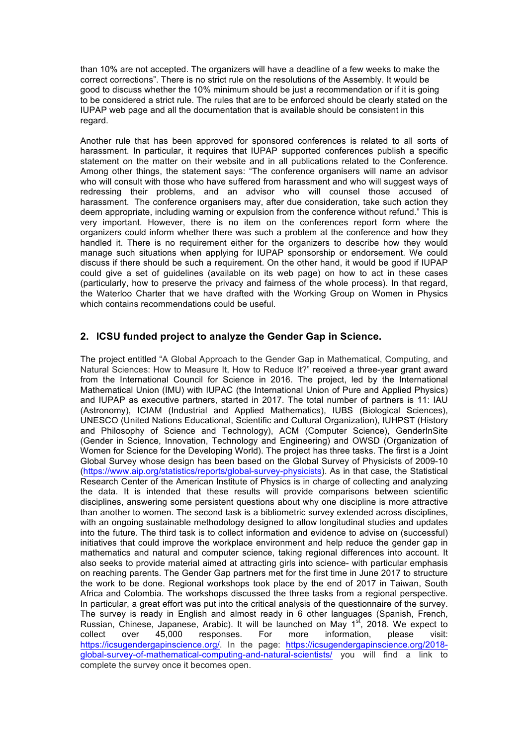than 10% are not accepted. The organizers will have a deadline of a few weeks to make the correct corrections". There is no strict rule on the resolutions of the Assembly. It would be good to discuss whether the 10% minimum should be just a recommendation or if it is going to be considered a strict rule. The rules that are to be enforced should be clearly stated on the IUPAP web page and all the documentation that is available should be consistent in this regard.

Another rule that has been approved for sponsored conferences is related to all sorts of harassment. In particular, it requires that IUPAP supported conferences publish a specific statement on the matter on their website and in all publications related to the Conference. Among other things, the statement says: "The conference organisers will name an advisor who will consult with those who have suffered from harassment and who will suggest ways of redressing their problems, and an advisor who will counsel those accused of harassment. The conference organisers may, after due consideration, take such action they deem appropriate, including warning or expulsion from the conference without refund." This is very important. However, there is no item on the conferences report form where the organizers could inform whether there was such a problem at the conference and how they handled it. There is no requirement either for the organizers to describe how they would manage such situations when applying for IUPAP sponsorship or endorsement. We could discuss if there should be such a requirement. On the other hand, it would be good if IUPAP could give a set of guidelines (available on its web page) on how to act in these cases (particularly, how to preserve the privacy and fairness of the whole process). In that regard, the Waterloo Charter that we have drafted with the Working Group on Women in Physics which contains recommendations could be useful.

## 2. ICSU funded project to analyze the Gender Gap in Science.

The project entitled "A Global Approach to the Gender Gap in Mathematical, Computing, and Natural Sciences: How to Measure It, How to Reduce It?" received a three-year grant award from the International Council for Science in 2016. The project, led by the International Mathematical Union (IMU) with IUPAC (the International Union of Pure and Applied Physics) and IUPAP as executive partners, started in 2017. The total number of partners is 11: IAU (Astronomy), ICIAM (Industrial and Applied Mathematics), IUBS (Biological Sciences), UNESCO (United Nations Educational, Scientific and Cultural Organization), IUHPST (History and Philosophy of Science and Technology), ACM (Computer Science), GenderInSite (Gender in Science, Innovation, Technology and Engineering) and OWSD (Organization of Women for Science for the Developing World). The project has three tasks. The first is a Joint Global Survey whose design has been based on the Global Survey of Physicists of 2009-10 (https://www.aip.org/statistics/reports/global-survey-physicists). As in that case, the Statistical Research Center of the American Institute of Physics is in charge of collecting and analyzing the data. It is intended that these results will provide comparisons between scientific disciplines, answering some persistent questions about why one discipline is more attractive than another to women. The second task is a bibliometric survey extended across disciplines, with an ongoing sustainable methodology designed to allow longitudinal studies and updates into the future. The third task is to collect information and evidence to advise on (successful) initiatives that could improve the workplace environment and help reduce the gender gap in mathematics and natural and computer science, taking regional differences into account. It also seeks to provide material aimed at attracting girls into science- with particular emphasis on reaching parents. The Gender Gap partners met for the first time in June 2017 to structure the work to be done. Regional workshops took place by the end of 2017 in Taiwan, South Africa and Colombia. The workshops discussed the three tasks from a regional perspective. In particular, a great effort was put into the critical analysis of the questionnaire of the survey. The survey is ready in English and almost ready in 6 other languages (Spanish, French, Russian, Chinese, Japanese, Arabic). It will be launched on May 1st, 2018. We expect to collect over 45,000 responses. For more information, please visit: https://icsugendergapinscience.org/. In the page: https://icsugendergapinscience.org/2018-global-survey-of-mathematical-computing-and-natural-scientists/ you will find a link to complete the survey once it becomes open.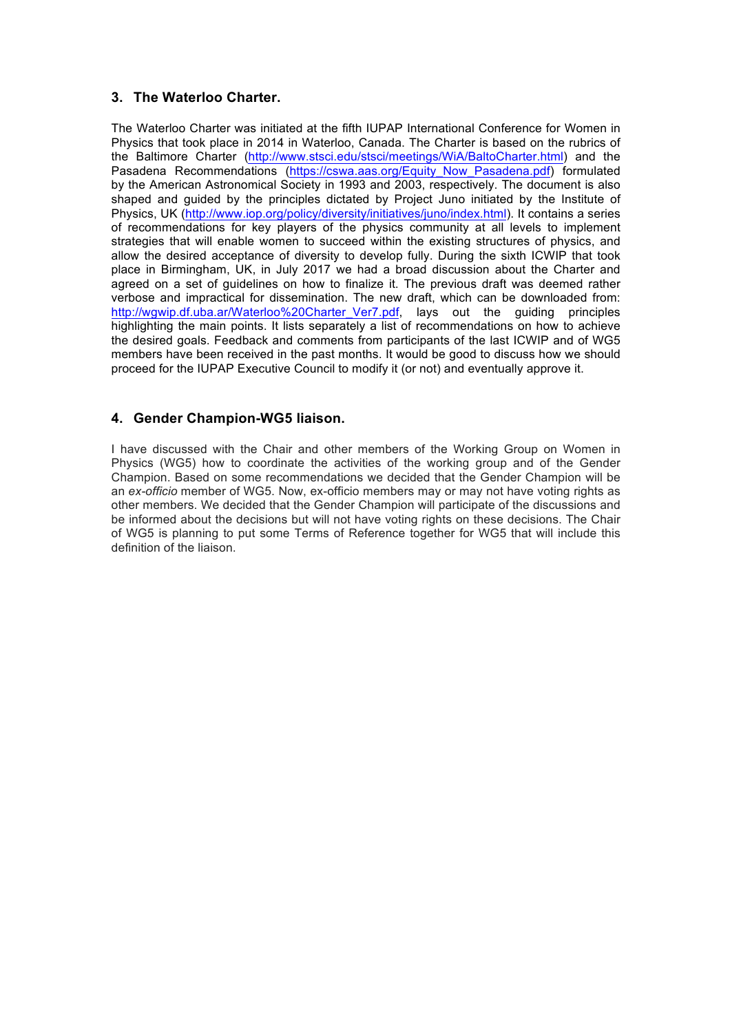## 3. The Waterloo Charter.

The Waterloo Charter was initiated at the fifth IUPAP International Conference for Women in Physics that took place in 2014 in Waterloo, Canada. The Charter is based on the rubrics of the Baltimore Charter (http://www.stsci.edu/stsci/meetings/WiA/BaltoCharter.html) and the Pasadena Recommendations (https://cswa.aas.org/Equity_Now_Pasadena.pdf) formulated by the American Astronomical Society in 1993 and 2003, respectively. The document is also shaped and guided by the principles dictated by Project Juno initiated by the Institute of Physics, UK (http://www.iop.org/policy/diversity/initiatives/juno/index.html). It contains a series of recommendations for key players of the physics community at all levels to implement strategies that will enable women to succeed within the existing structures of physics, and allow the desired acceptance of diversity to develop fully. During the sixth ICWIP that took place in Birmingham, UK, in July 2017 we had a broad discussion about the Charter and agreed on a set of guidelines on how to finalize it. The previous draft was deemed rather verbose and impractical for dissemination. The new draft, which can be downloaded from: http://wgwip.df.uba.ar/Waterloo%20Charter_Ver7.pdf, lays out the guiding principles highlighting the main points. It lists separately a list of recommendations on how to achieve the desired goals. Feedback and comments from participants of the last ICWIP and of WG5 members have been received in the past months. It would be good to discuss how we should proceed for the IUPAP Executive Council to modify it (or not) and eventually approve it.

## 4. Gender Champion-WG5 liaison.

I have discussed with the Chair and other members of the Working Group on Women in Physics (WG5) how to coordinate the activities of the working group and of the Gender Champion. Based on some recommendations we decided that the Gender Champion will be an *ex-officio* member of WG5. Now, ex-officio members may or may not have voting rights as other members. We decided that the Gender Champion will participate of the discussions and be informed about the decisions but will not have voting rights on these decisions. The Chair of WG5 is planning to put some Terms of Reference together for WG5 that will include this definition of the liaison.